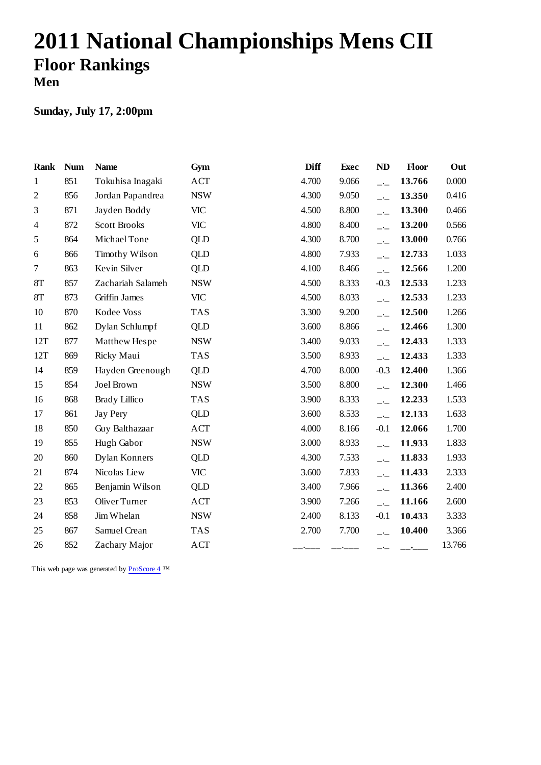# 2011 National Championships Mens CII

## Floor Rankings

### Men

**Sunday, July 17, 2:00pm**

| Rank | Num | Name | Gym | Diff | Exec | ND | Floor | Out |
|---|---|---|---|---|---|---|---|---|
| 1 | 851 | Tokuhisa Inagaki | ACT | 4.700 | 9.066 | _._ | **13.766** | 0.000 |
| 2 | 856 | Jordan Papandrea | NSW | 4.300 | 9.050 | _._ | **13.350** | 0.416 |
| 3 | 871 | Jayden Boddy | VIC | 4.500 | 8.800 | _._ | **13.300** | 0.466 |
| 4 | 872 | Scott Brooks | VIC | 4.800 | 8.400 | _._ | **13.200** | 0.566 |
| 5 | 864 | Michael Tone | QLD | 4.300 | 8.700 | _._ | **13.000** | 0.766 |
| 6 | 866 | Timothy Wilson | QLD | 4.800 | 7.933 | _._ | **12.733** | 1.033 |
| 7 | 863 | Kevin Silver | QLD | 4.100 | 8.466 | _._ | **12.566** | 1.200 |
| 8T | 857 | Zachariah Salameh | NSW | 4.500 | 8.333 | -0.3 | **12.533** | 1.233 |
| 8T | 873 | Griffin James | VIC | 4.500 | 8.033 | _._ | **12.533** | 1.233 |
| 10 | 870 | Kodee Voss | TAS | 3.300 | 9.200 | _._ | **12.500** | 1.266 |
| 11 | 862 | Dylan Schlumpf | QLD | 3.600 | 8.866 | _._ | **12.466** | 1.300 |
| 12T | 877 | Matthew Hespe | NSW | 3.400 | 9.033 | _._ | **12.433** | 1.333 |
| 12T | 869 | Ricky Maui | TAS | 3.500 | 8.933 | _._ | **12.433** | 1.333 |
| 14 | 859 | Hayden Greenough | QLD | 4.700 | 8.000 | -0.3 | **12.400** | 1.366 |
| 15 | 854 | Joel Brown | NSW | 3.500 | 8.800 | _._ | **12.300** | 1.466 |
| 16 | 868 | Brady Lillico | TAS | 3.900 | 8.333 | _._ | **12.233** | 1.533 |
| 17 | 861 | Jay Pery | QLD | 3.600 | 8.533 | _._ | **12.133** | 1.633 |
| 18 | 850 | Guy Balthazaar | ACT | 4.000 | 8.166 | -0.1 | **12.066** | 1.700 |
| 19 | 855 | Hugh Gabor | NSW | 3.000 | 8.933 | _._ | **11.933** | 1.833 |
| 20 | 860 | Dylan Konners | QLD | 4.300 | 7.533 | _._ | **11.833** | 1.933 |
| 21 | 874 | Nicolas Liew | VIC | 3.600 | 7.833 | _._ | **11.433** | 2.333 |
| 22 | 865 | Benjamin Wilson | QLD | 3.400 | 7.966 | _._ | **11.366** | 2.400 |
| 23 | 853 | Oliver Turner | ACT | 3.900 | 7.266 | _._ | **11.166** | 2.600 |
| 24 | 858 | Jim Whelan | NSW | 2.400 | 8.133 | -0.1 | **10.433** | 3.333 |
| 25 | 867 | Samuel Crean | TAS | 2.700 | 7.700 | _._ | **10.400** | 3.366 |
| 26 | 852 | Zachary Major | ACT | __.___ | __.___ | _._ | **__.___** | 13.766 |

This web page was generated by ProScore 4 ™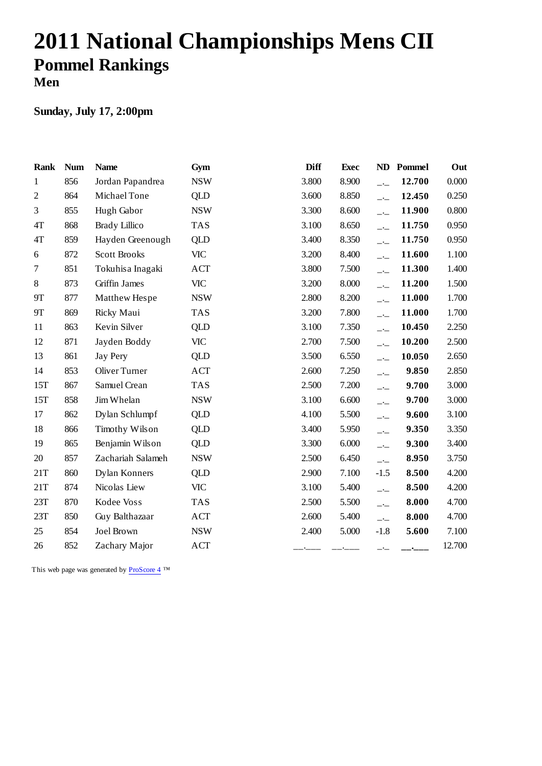# 2011 National Championships Mens CII

## Pommel Rankings

### Men

**Sunday, July 17, 2:00pm**

| Rank | Num | Name | Gym | Diff | Exec | ND | Pommel | Out |
|---|---|---|---|---|---|---|---|---|
| 1 | 856 | Jordan Papandrea | NSW | 3.800 | 8.900 | _._ | **12.700** | 0.000 |
| 2 | 864 | Michael Tone | QLD | 3.600 | 8.850 | _._ | **12.450** | 0.250 |
| 3 | 855 | Hugh Gabor | NSW | 3.300 | 8.600 | _._ | **11.900** | 0.800 |
| 4T | 868 | Brady Lillico | TAS | 3.100 | 8.650 | _._ | **11.750** | 0.950 |
| 4T | 859 | Hayden Greenough | QLD | 3.400 | 8.350 | _._ | **11.750** | 0.950 |
| 6 | 872 | Scott Brooks | VIC | 3.200 | 8.400 | _._ | **11.600** | 1.100 |
| 7 | 851 | Tokuhisa Inagaki | ACT | 3.800 | 7.500 | _._ | **11.300** | 1.400 |
| 8 | 873 | Griffin James | VIC | 3.200 | 8.000 | _._ | **11.200** | 1.500 |
| 9T | 877 | Matthew Hespe | NSW | 2.800 | 8.200 | _._ | **11.000** | 1.700 |
| 9T | 869 | Ricky Maui | TAS | 3.200 | 7.800 | _._ | **11.000** | 1.700 |
| 11 | 863 | Kevin Silver | QLD | 3.100 | 7.350 | _._ | **10.450** | 2.250 |
| 12 | 871 | Jayden Boddy | VIC | 2.700 | 7.500 | _._ | **10.200** | 2.500 |
| 13 | 861 | Jay Pery | QLD | 3.500 | 6.550 | _._ | **10.050** | 2.650 |
| 14 | 853 | Oliver Turner | ACT | 2.600 | 7.250 | _._ | **9.850** | 2.850 |
| 15T | 867 | Samuel Crean | TAS | 2.500 | 7.200 | _._ | **9.700** | 3.000 |
| 15T | 858 | Jim Whelan | NSW | 3.100 | 6.600 | _._ | **9.700** | 3.000 |
| 17 | 862 | Dylan Schlumpf | QLD | 4.100 | 5.500 | _._ | **9.600** | 3.100 |
| 18 | 866 | Timothy Wilson | QLD | 3.400 | 5.950 | _._ | **9.350** | 3.350 |
| 19 | 865 | Benjamin Wilson | QLD | 3.300 | 6.000 | _._ | **9.300** | 3.400 |
| 20 | 857 | Zachariah Salameh | NSW | 2.500 | 6.450 | _._ | **8.950** | 3.750 |
| 21T | 860 | Dylan Konners | QLD | 2.900 | 7.100 | -1.5 | **8.500** | 4.200 |
| 21T | 874 | Nicolas Liew | VIC | 3.100 | 5.400 | _._ | **8.500** | 4.200 |
| 23T | 870 | Kodee Voss | TAS | 2.500 | 5.500 | _._ | **8.000** | 4.700 |
| 23T | 850 | Guy Balthazaar | ACT | 2.600 | 5.400 | _._ | **8.000** | 4.700 |
| 25 | 854 | Joel Brown | NSW | 2.400 | 5.000 | -1.8 | **5.600** | 7.100 |
| 26 | 852 | Zachary Major | ACT | __.___ | __.___ | _._ | **__.___** | 12.700 |

This web page was generated by ProScore 4 ™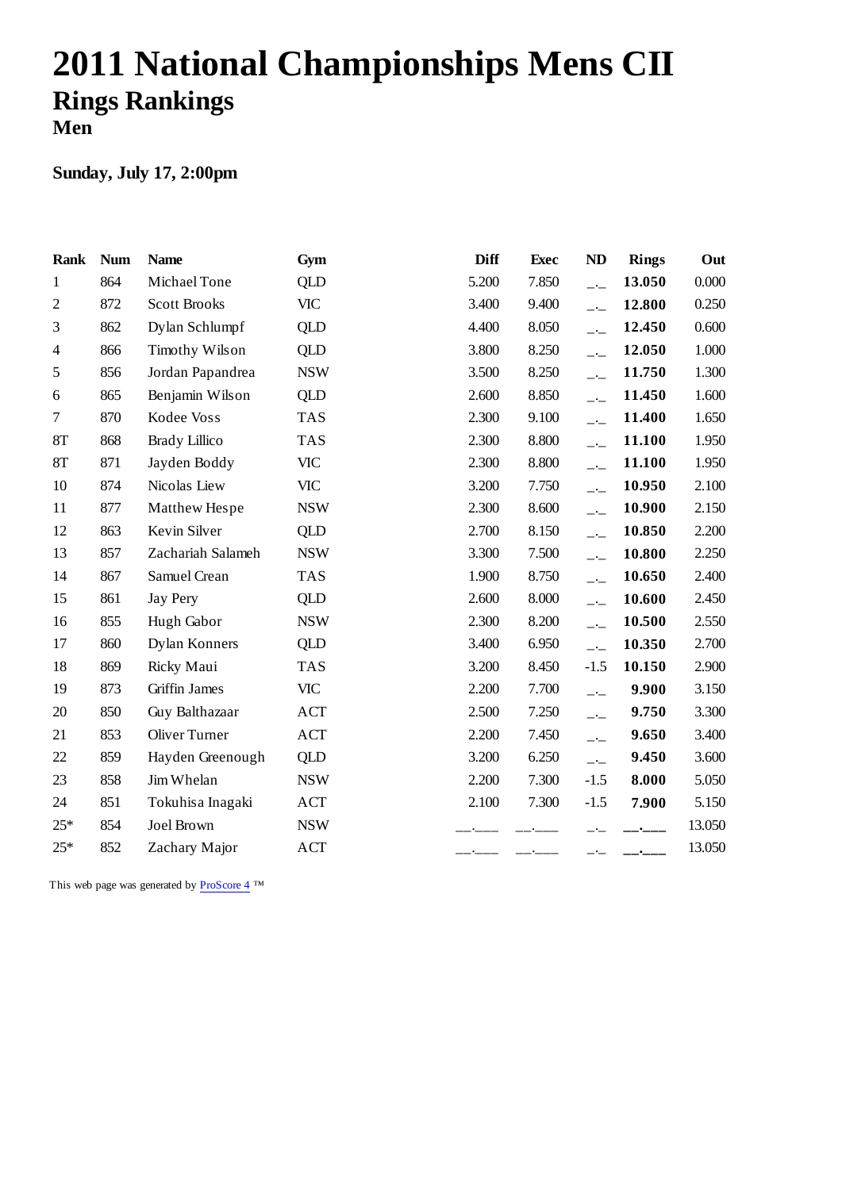# 2011 National Championships Mens CII

## Rings Rankings

### Men

**Sunday, July 17, 2:00pm**

| Rank | Num | Name | Gym | Diff | Exec | ND | Rings | Out |
|---|---|---|---|---|---|---|---|---|
| 1 | 864 | Michael Tone | QLD | 5.200 | 7.850 | _._ | **13.050** | 0.000 |
| 2 | 872 | Scott Brooks | VIC | 3.400 | 9.400 | _._ | **12.800** | 0.250 |
| 3 | 862 | Dylan Schlumpf | QLD | 4.400 | 8.050 | _._ | **12.450** | 0.600 |
| 4 | 866 | Timothy Wilson | QLD | 3.800 | 8.250 | _._ | **12.050** | 1.000 |
| 5 | 856 | Jordan Papandrea | NSW | 3.500 | 8.250 | _._ | **11.750** | 1.300 |
| 6 | 865 | Benjamin Wilson | QLD | 2.600 | 8.850 | _._ | **11.450** | 1.600 |
| 7 | 870 | Kodee Voss | TAS | 2.300 | 9.100 | _._ | **11.400** | 1.650 |
| 8T | 868 | Brady Lillico | TAS | 2.300 | 8.800 | _._ | **11.100** | 1.950 |
| 8T | 871 | Jayden Boddy | VIC | 2.300 | 8.800 | _._ | **11.100** | 1.950 |
| 10 | 874 | Nicolas Liew | VIC | 3.200 | 7.750 | _._ | **10.950** | 2.100 |
| 11 | 877 | Matthew Hespe | NSW | 2.300 | 8.600 | _._ | **10.900** | 2.150 |
| 12 | 863 | Kevin Silver | QLD | 2.700 | 8.150 | _._ | **10.850** | 2.200 |
| 13 | 857 | Zachariah Salameh | NSW | 3.300 | 7.500 | _._ | **10.800** | 2.250 |
| 14 | 867 | Samuel Crean | TAS | 1.900 | 8.750 | _._ | **10.650** | 2.400 |
| 15 | 861 | Jay Pery | QLD | 2.600 | 8.000 | _._ | **10.600** | 2.450 |
| 16 | 855 | Hugh Gabor | NSW | 2.300 | 8.200 | _._ | **10.500** | 2.550 |
| 17 | 860 | Dylan Konners | QLD | 3.400 | 6.950 | _._ | **10.350** | 2.700 |
| 18 | 869 | Ricky Maui | TAS | 3.200 | 8.450 | -1.5 | **10.150** | 2.900 |
| 19 | 873 | Griffin James | VIC | 2.200 | 7.700 | _._ | **9.900** | 3.150 |
| 20 | 850 | Guy Balthazaar | ACT | 2.500 | 7.250 | _._ | **9.750** | 3.300 |
| 21 | 853 | Oliver Turner | ACT | 2.200 | 7.450 | _._ | **9.650** | 3.400 |
| 22 | 859 | Hayden Greenough | QLD | 3.200 | 6.250 | _._ | **9.450** | 3.600 |
| 23 | 858 | Jim Whelan | NSW | 2.200 | 7.300 | -1.5 | **8.000** | 5.050 |
| 24 | 851 | Tokuhisa Inagaki | ACT | 2.100 | 7.300 | -1.5 | **7.900** | 5.150 |
| 25* | 854 | Joel Brown | NSW | __.___ | __.___ | _._ | **__.___** | 13.050 |
| 25* | 852 | Zachary Major | ACT | __.___ | __.___ | _._ | **__.___** | 13.050 |

This web page was generated by ProScore 4 ™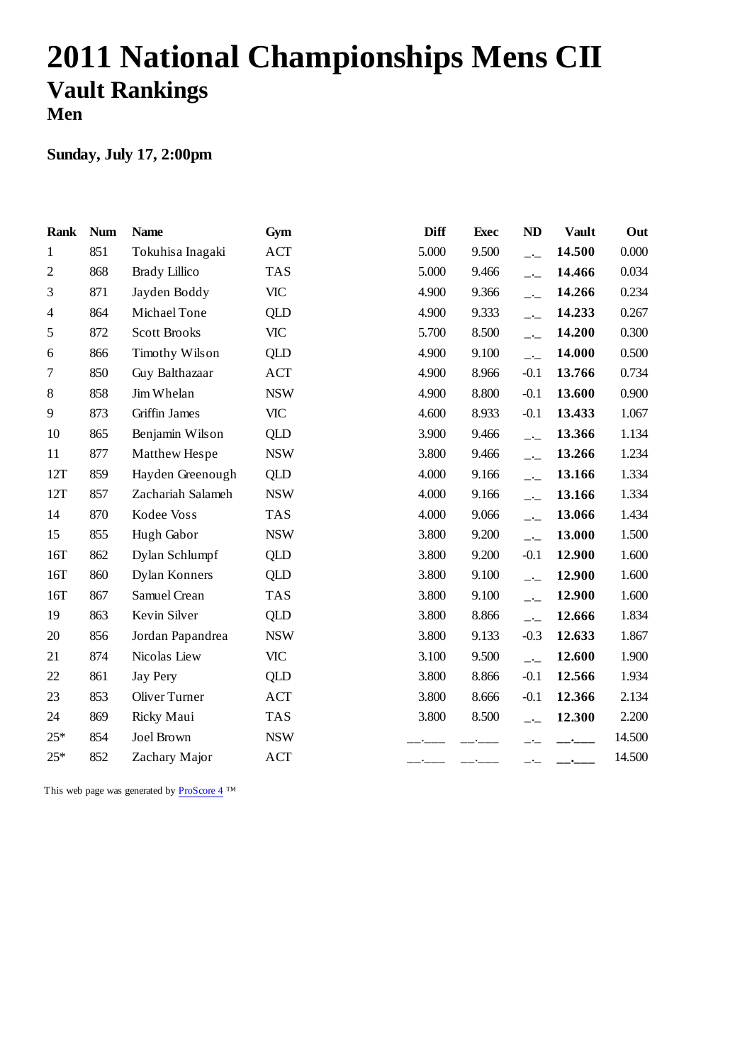# 2011 National Championships Mens CII

## Vault Rankings

### Men

**Sunday, July 17, 2:00pm**

| Rank | Num | Name | Gym | Diff | Exec | ND | Vault | Out |
|---|---|---|---|---|---|---|---|---|
| 1 | 851 | Tokuhisa Inagaki | ACT | 5.000 | 9.500 | _._ | **14.500** | 0.000 |
| 2 | 868 | Brady Lillico | TAS | 5.000 | 9.466 | _._ | **14.466** | 0.034 |
| 3 | 871 | Jayden Boddy | VIC | 4.900 | 9.366 | _._ | **14.266** | 0.234 |
| 4 | 864 | Michael Tone | QLD | 4.900 | 9.333 | _._ | **14.233** | 0.267 |
| 5 | 872 | Scott Brooks | VIC | 5.700 | 8.500 | _._ | **14.200** | 0.300 |
| 6 | 866 | Timothy Wilson | QLD | 4.900 | 9.100 | _._ | **14.000** | 0.500 |
| 7 | 850 | Guy Balthazaar | ACT | 4.900 | 8.966 | -0.1 | **13.766** | 0.734 |
| 8 | 858 | Jim Whelan | NSW | 4.900 | 8.800 | -0.1 | **13.600** | 0.900 |
| 9 | 873 | Griffin James | VIC | 4.600 | 8.933 | -0.1 | **13.433** | 1.067 |
| 10 | 865 | Benjamin Wilson | QLD | 3.900 | 9.466 | _._ | **13.366** | 1.134 |
| 11 | 877 | Matthew Hespe | NSW | 3.800 | 9.466 | _._ | **13.266** | 1.234 |
| 12T | 859 | Hayden Greenough | QLD | 4.000 | 9.166 | _._ | **13.166** | 1.334 |
| 12T | 857 | Zachariah Salameh | NSW | 4.000 | 9.166 | _._ | **13.166** | 1.334 |
| 14 | 870 | Kodee Voss | TAS | 4.000 | 9.066 | _._ | **13.066** | 1.434 |
| 15 | 855 | Hugh Gabor | NSW | 3.800 | 9.200 | _._ | **13.000** | 1.500 |
| 16T | 862 | Dylan Schlumpf | QLD | 3.800 | 9.200 | -0.1 | **12.900** | 1.600 |
| 16T | 860 | Dylan Konners | QLD | 3.800 | 9.100 | _._ | **12.900** | 1.600 |
| 16T | 867 | Samuel Crean | TAS | 3.800 | 9.100 | _._ | **12.900** | 1.600 |
| 19 | 863 | Kevin Silver | QLD | 3.800 | 8.866 | _._ | **12.666** | 1.834 |
| 20 | 856 | Jordan Papandrea | NSW | 3.800 | 9.133 | -0.3 | **12.633** | 1.867 |
| 21 | 874 | Nicolas Liew | VIC | 3.100 | 9.500 | _._ | **12.600** | 1.900 |
| 22 | 861 | Jay Pery | QLD | 3.800 | 8.866 | -0.1 | **12.566** | 1.934 |
| 23 | 853 | Oliver Turner | ACT | 3.800 | 8.666 | -0.1 | **12.366** | 2.134 |
| 24 | 869 | Ricky Maui | TAS | 3.800 | 8.500 | _._ | **12.300** | 2.200 |
| 25* | 854 | Joel Brown | NSW | __.___ | __.___ | _._ | **__.___** | 14.500 |
| 25* | 852 | Zachary Major | ACT | __.___ | __.___ | _._ | **__.___** | 14.500 |

This web page was generated by ProScore 4 ™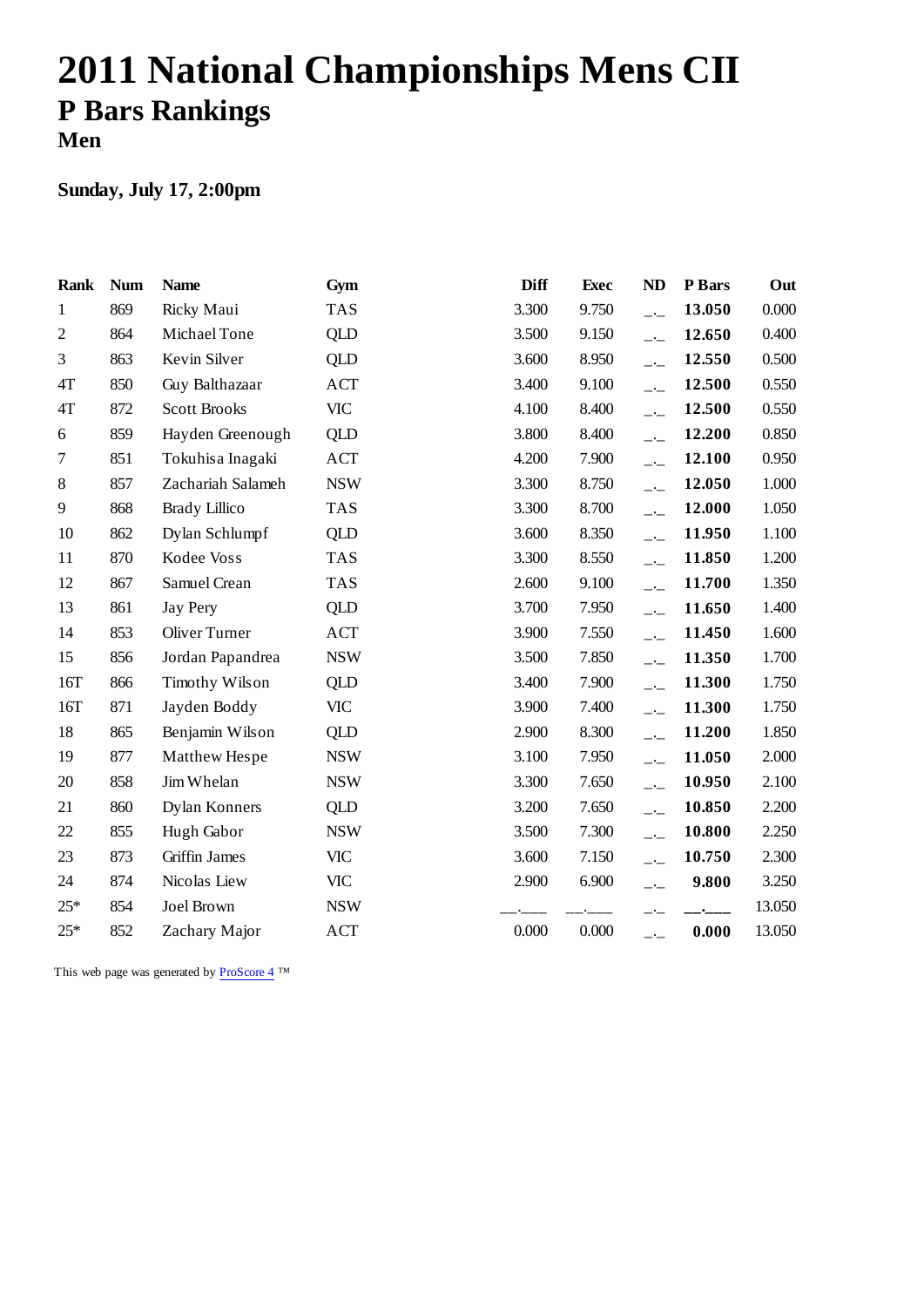# 2011 National Championships Mens CII

## P Bars Rankings

### Men

**Sunday, July 17, 2:00pm**

| Rank | Num | Name | Gym | Diff | Exec | ND | P Bars | Out |
|---|---|---|---|---|---|---|---|---|
| 1 | 869 | Ricky Maui | TAS | 3.300 | 9.750 | _._ | **13.050** | 0.000 |
| 2 | 864 | Michael Tone | QLD | 3.500 | 9.150 | _._ | **12.650** | 0.400 |
| 3 | 863 | Kevin Silver | QLD | 3.600 | 8.950 | _._ | **12.550** | 0.500 |
| 4T | 850 | Guy Balthazaar | ACT | 3.400 | 9.100 | _._ | **12.500** | 0.550 |
| 4T | 872 | Scott Brooks | VIC | 4.100 | 8.400 | _._ | **12.500** | 0.550 |
| 6 | 859 | Hayden Greenough | QLD | 3.800 | 8.400 | _._ | **12.200** | 0.850 |
| 7 | 851 | Tokuhisa Inagaki | ACT | 4.200 | 7.900 | _._ | **12.100** | 0.950 |
| 8 | 857 | Zachariah Salameh | NSW | 3.300 | 8.750 | _._ | **12.050** | 1.000 |
| 9 | 868 | Brady Lillico | TAS | 3.300 | 8.700 | _._ | **12.000** | 1.050 |
| 10 | 862 | Dylan Schlumpf | QLD | 3.600 | 8.350 | _._ | **11.950** | 1.100 |
| 11 | 870 | Kodee Voss | TAS | 3.300 | 8.550 | _._ | **11.850** | 1.200 |
| 12 | 867 | Samuel Crean | TAS | 2.600 | 9.100 | _._ | **11.700** | 1.350 |
| 13 | 861 | Jay Pery | QLD | 3.700 | 7.950 | _._ | **11.650** | 1.400 |
| 14 | 853 | Oliver Turner | ACT | 3.900 | 7.550 | _._ | **11.450** | 1.600 |
| 15 | 856 | Jordan Papandrea | NSW | 3.500 | 7.850 | _._ | **11.350** | 1.700 |
| 16T | 866 | Timothy Wilson | QLD | 3.400 | 7.900 | _._ | **11.300** | 1.750 |
| 16T | 871 | Jayden Boddy | VIC | 3.900 | 7.400 | _._ | **11.300** | 1.750 |
| 18 | 865 | Benjamin Wilson | QLD | 2.900 | 8.300 | _._ | **11.200** | 1.850 |
| 19 | 877 | Matthew Hespe | NSW | 3.100 | 7.950 | _._ | **11.050** | 2.000 |
| 20 | 858 | Jim Whelan | NSW | 3.300 | 7.650 | _._ | **10.950** | 2.100 |
| 21 | 860 | Dylan Konners | QLD | 3.200 | 7.650 | _._ | **10.850** | 2.200 |
| 22 | 855 | Hugh Gabor | NSW | 3.500 | 7.300 | _._ | **10.800** | 2.250 |
| 23 | 873 | Griffin James | VIC | 3.600 | 7.150 | _._ | **10.750** | 2.300 |
| 24 | 874 | Nicolas Liew | VIC | 2.900 | 6.900 | _._ | **9.800** | 3.250 |
| 25* | 854 | Joel Brown | NSW | __.___ | __.___ | _._ | **__.___** | 13.050 |
| 25* | 852 | Zachary Major | ACT | 0.000 | 0.000 | _._ | **0.000** | 13.050 |

This web page was generated by ProScore 4 ™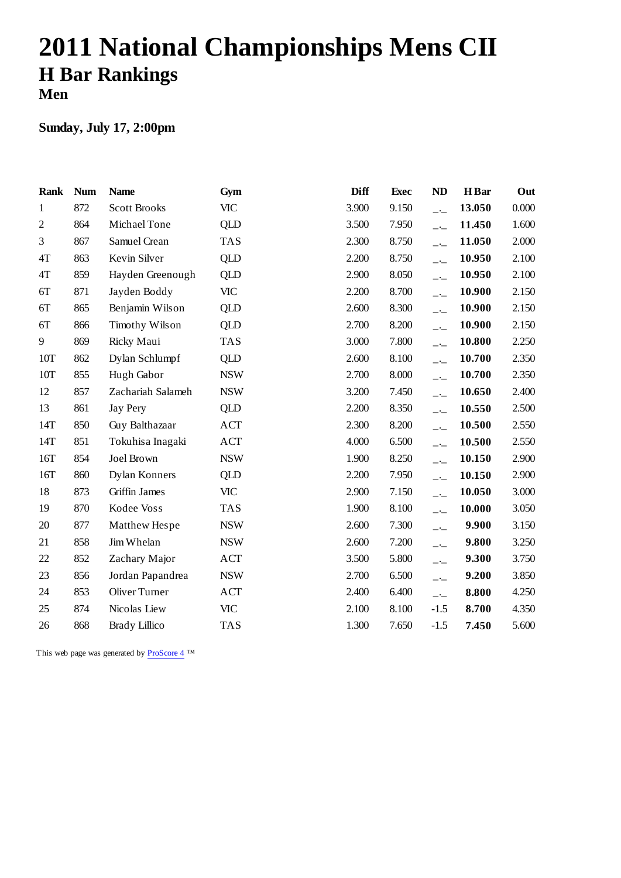# 2011 National Championships Mens CII

## H Bar Rankings

### Men

**Sunday, July 17, 2:00pm**

| Rank | Num | Name | Gym | Diff | Exec | ND | H Bar | Out |
|---|---|---|---|---|---|---|---|---|
| 1 | 872 | Scott Brooks | VIC | 3.900 | 9.150 | _._ | **13.050** | 0.000 |
| 2 | 864 | Michael Tone | QLD | 3.500 | 7.950 | _._ | **11.450** | 1.600 |
| 3 | 867 | Samuel Crean | TAS | 2.300 | 8.750 | _._ | **11.050** | 2.000 |
| 4T | 863 | Kevin Silver | QLD | 2.200 | 8.750 | _._ | **10.950** | 2.100 |
| 4T | 859 | Hayden Greenough | QLD | 2.900 | 8.050 | _._ | **10.950** | 2.100 |
| 6T | 871 | Jayden Boddy | VIC | 2.200 | 8.700 | _._ | **10.900** | 2.150 |
| 6T | 865 | Benjamin Wilson | QLD | 2.600 | 8.300 | _._ | **10.900** | 2.150 |
| 6T | 866 | Timothy Wilson | QLD | 2.700 | 8.200 | _._ | **10.900** | 2.150 |
| 9 | 869 | Ricky Maui | TAS | 3.000 | 7.800 | _._ | **10.800** | 2.250 |
| 10T | 862 | Dylan Schlumpf | QLD | 2.600 | 8.100 | _._ | **10.700** | 2.350 |
| 10T | 855 | Hugh Gabor | NSW | 2.700 | 8.000 | _._ | **10.700** | 2.350 |
| 12 | 857 | Zachariah Salameh | NSW | 3.200 | 7.450 | _._ | **10.650** | 2.400 |
| 13 | 861 | Jay Pery | QLD | 2.200 | 8.350 | _._ | **10.550** | 2.500 |
| 14T | 850 | Guy Balthazaar | ACT | 2.300 | 8.200 | _._ | **10.500** | 2.550 |
| 14T | 851 | Tokuhisa Inagaki | ACT | 4.000 | 6.500 | _._ | **10.500** | 2.550 |
| 16T | 854 | Joel Brown | NSW | 1.900 | 8.250 | _._ | **10.150** | 2.900 |
| 16T | 860 | Dylan Konners | QLD | 2.200 | 7.950 | _._ | **10.150** | 2.900 |
| 18 | 873 | Griffin James | VIC | 2.900 | 7.150 | _._ | **10.050** | 3.000 |
| 19 | 870 | Kodee Voss | TAS | 1.900 | 8.100 | _._ | **10.000** | 3.050 |
| 20 | 877 | Matthew Hespe | NSW | 2.600 | 7.300 | _._ | **9.900** | 3.150 |
| 21 | 858 | Jim Whelan | NSW | 2.600 | 7.200 | _._ | **9.800** | 3.250 |
| 22 | 852 | Zachary Major | ACT | 3.500 | 5.800 | _._ | **9.300** | 3.750 |
| 23 | 856 | Jordan Papandrea | NSW | 2.700 | 6.500 | _._ | **9.200** | 3.850 |
| 24 | 853 | Oliver Turner | ACT | 2.400 | 6.400 | _._ | **8.800** | 4.250 |
| 25 | 874 | Nicolas Liew | VIC | 2.100 | 8.100 | -1.5 | **8.700** | 4.350 |
| 26 | 868 | Brady Lillico | TAS | 1.300 | 7.650 | -1.5 | **7.450** | 5.600 |

This web page was generated by ProScore 4 ™